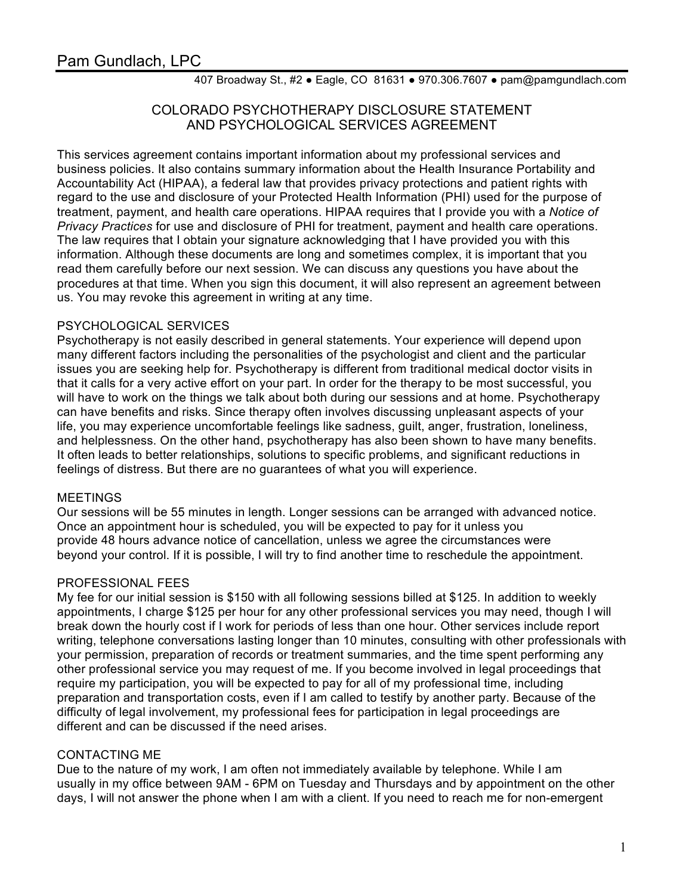# Pam Gundlach, LPC

407 Broadway St., #2 ● Eagle, CO 81631 ● 970.306.7607 ● pam@pamgundlach.com

## COLORADO PSYCHOTHERAPY DISCLOSURE STATEMENT AND PSYCHOLOGICAL SERVICES AGREEMENT

This services agreement contains important information about my professional services and business policies. It also contains summary information about the Health Insurance Portability and Accountability Act (HIPAA), a federal law that provides privacy protections and patient rights with regard to the use and disclosure of your Protected Health Information (PHI) used for the purpose of treatment, payment, and health care operations. HIPAA requires that I provide you with a *Notice of Privacy Practices* for use and disclosure of PHI for treatment, payment and health care operations. The law requires that I obtain your signature acknowledging that I have provided you with this information. Although these documents are long and sometimes complex, it is important that you read them carefully before our next session. We can discuss any questions you have about the procedures at that time. When you sign this document, it will also represent an agreement between us. You may revoke this agreement in writing at any time.

### PSYCHOLOGICAL SERVICES

Psychotherapy is not easily described in general statements. Your experience will depend upon many different factors including the personalities of the psychologist and client and the particular issues you are seeking help for. Psychotherapy is different from traditional medical doctor visits in that it calls for a very active effort on your part. In order for the therapy to be most successful, you will have to work on the things we talk about both during our sessions and at home. Psychotherapy can have benefits and risks. Since therapy often involves discussing unpleasant aspects of your life, you may experience uncomfortable feelings like sadness, guilt, anger, frustration, loneliness, and helplessness. On the other hand, psychotherapy has also been shown to have many benefits. It often leads to better relationships, solutions to specific problems, and significant reductions in feelings of distress. But there are no guarantees of what you will experience.

### MEETINGS

Our sessions will be 55 minutes in length. Longer sessions can be arranged with advanced notice. Once an appointment hour is scheduled, you will be expected to pay for it unless you provide 48 hours advance notice of cancellation, unless we agree the circumstances were beyond your control. If it is possible, I will try to find another time to reschedule the appointment.

### PROFESSIONAL FEES

My fee for our initial session is $150 with all following sessions billed at $125. In addition to weekly appointments, I charge $125 per hour for any other professional services you may need, though I will break down the hourly cost if I work for periods of less than one hour. Other services include report writing, telephone conversations lasting longer than 10 minutes, consulting with other professionals with your permission, preparation of records or treatment summaries, and the time spent performing any other professional service you may request of me. If you become involved in legal proceedings that require my participation, you will be expected to pay for all of my professional time, including preparation and transportation costs, even if I am called to testify by another party. Because of the difficulty of legal involvement, my professional fees for participation in legal proceedings are different and can be discussed if the need arises.

### CONTACTING ME

Due to the nature of my work, I am often not immediately available by telephone. While I am usually in my office between 9AM - 6PM on Tuesday and Thursdays and by appointment on the other days, I will not answer the phone when I am with a client. If you need to reach me for non-emergent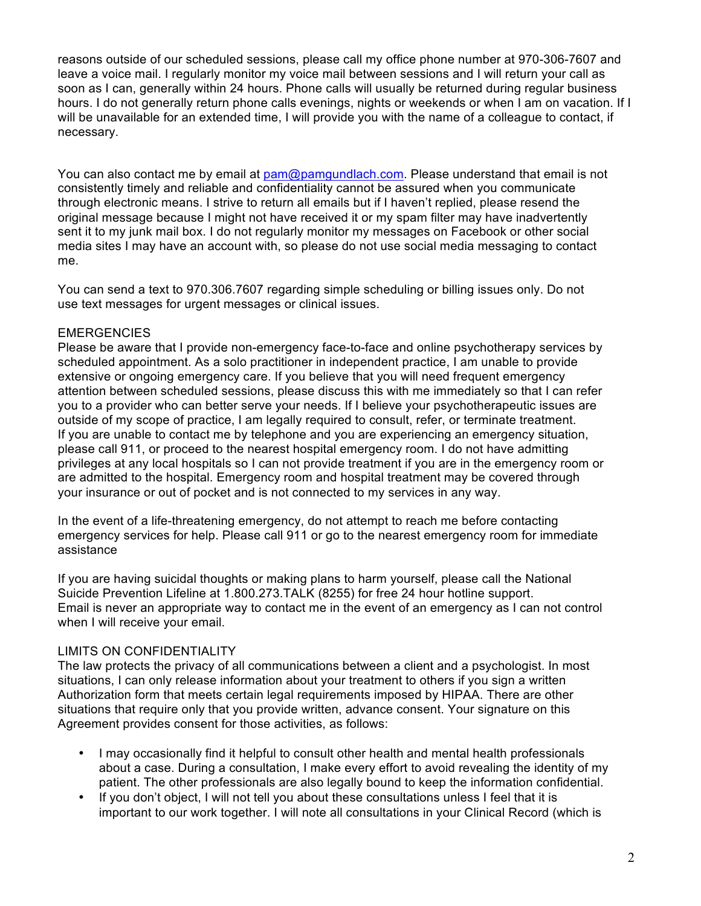reasons outside of our scheduled sessions, please call my office phone number at 970-306-7607 and leave a voice mail. I regularly monitor my voice mail between sessions and I will return your call as soon as I can, generally within 24 hours. Phone calls will usually be returned during regular business hours. I do not generally return phone calls evenings, nights or weekends or when I am on vacation. If I will be unavailable for an extended time, I will provide you with the name of a colleague to contact, if necessary.

You can also contact me by email at pam@pamgundlach.com. Please understand that email is not consistently timely and reliable and confidentiality cannot be assured when you communicate through electronic means. I strive to return all emails but if I haven't replied, please resend the original message because I might not have received it or my spam filter may have inadvertently sent it to my junk mail box. I do not regularly monitor my messages on Facebook or other social media sites I may have an account with, so please do not use social media messaging to contact me.

You can send a text to 970.306.7607 regarding simple scheduling or billing issues only. Do not use text messages for urgent messages or clinical issues.

## EMERGENCIES

Please be aware that I provide non-emergency face-to-face and online psychotherapy services by scheduled appointment. As a solo practitioner in independent practice, I am unable to provide extensive or ongoing emergency care. If you believe that you will need frequent emergency attention between scheduled sessions, please discuss this with me immediately so that I can refer you to a provider who can better serve your needs. If I believe your psychotherapeutic issues are outside of my scope of practice, I am legally required to consult, refer, or terminate treatment. If you are unable to contact me by telephone and you are experiencing an emergency situation, please call 911, or proceed to the nearest hospital emergency room. I do not have admitting privileges at any local hospitals so I can not provide treatment if you are in the emergency room or are admitted to the hospital. Emergency room and hospital treatment may be covered through your insurance or out of pocket and is not connected to my services in any way.

In the event of a life-threatening emergency, do not attempt to reach me before contacting emergency services for help. Please call 911 or go to the nearest emergency room for immediate assistance

If you are having suicidal thoughts or making plans to harm yourself, please call the National Suicide Prevention Lifeline at 1.800.273.TALK (8255) for free 24 hour hotline support. Email is never an appropriate way to contact me in the event of an emergency as I can not control when I will receive your email.

## LIMITS ON CONFIDENTIALITY

The law protects the privacy of all communications between a client and a psychologist. In most situations, I can only release information about your treatment to others if you sign a written Authorization form that meets certain legal requirements imposed by HIPAA. There are other situations that require only that you provide written, advance consent. Your signature on this Agreement provides consent for those activities, as follows:

- I may occasionally find it helpful to consult other health and mental health professionals about a case. During a consultation, I make every effort to avoid revealing the identity of my patient. The other professionals are also legally bound to keep the information confidential.
- If you don't object, I will not tell you about these consultations unless I feel that it is important to our work together. I will note all consultations in your Clinical Record (which is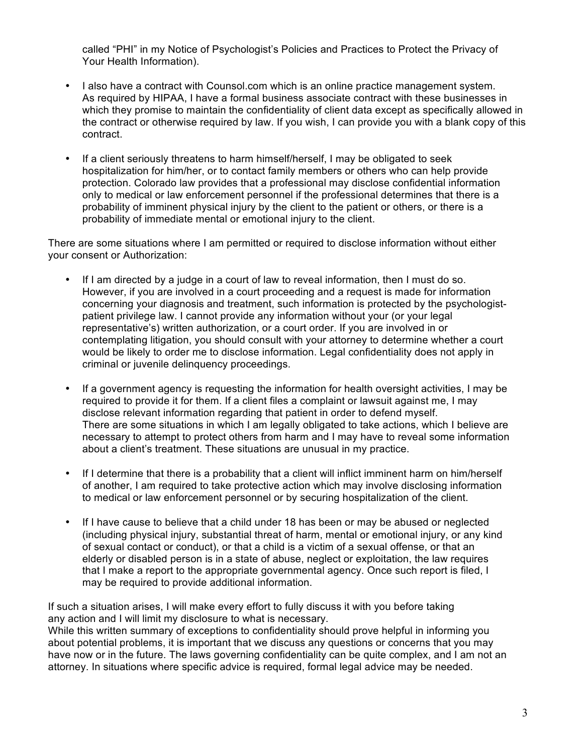called "PHI" in my Notice of Psychologist's Policies and Practices to Protect the Privacy of Your Health Information).

- I also have a contract with Counsol.com which is an online practice management system. As required by HIPAA, I have a formal business associate contract with these businesses in which they promise to maintain the confidentiality of client data except as specifically allowed in the contract or otherwise required by law. If you wish, I can provide you with a blank copy of this contract.

- If a client seriously threatens to harm himself/herself, I may be obligated to seek hospitalization for him/her, or to contact family members or others who can help provide protection. Colorado law provides that a professional may disclose confidential information only to medical or law enforcement personnel if the professional determines that there is a probability of imminent physical injury by the client to the patient or others, or there is a probability of immediate mental or emotional injury to the client.

There are some situations where I am permitted or required to disclose information without either your consent or Authorization:

- If I am directed by a judge in a court of law to reveal information, then I must do so. However, if you are involved in a court proceeding and a request is made for information concerning your diagnosis and treatment, such information is protected by the psychologist-patient privilege law. I cannot provide any information without your (or your legal representative's) written authorization, or a court order. If you are involved in or contemplating litigation, you should consult with your attorney to determine whether a court would be likely to order me to disclose information. Legal confidentiality does not apply in criminal or juvenile delinquency proceedings.

- If a government agency is requesting the information for health oversight activities, I may be required to provide it for them. If a client files a complaint or lawsuit against me, I may disclose relevant information regarding that patient in order to defend myself. There are some situations in which I am legally obligated to take actions, which I believe are necessary to attempt to protect others from harm and I may have to reveal some information about a client's treatment. These situations are unusual in my practice.

- If I determine that there is a probability that a client will inflict imminent harm on him/herself of another, I am required to take protective action which may involve disclosing information to medical or law enforcement personnel or by securing hospitalization of the client.

- If I have cause to believe that a child under 18 has been or may be abused or neglected (including physical injury, substantial threat of harm, mental or emotional injury, or any kind of sexual contact or conduct), or that a child is a victim of a sexual offense, or that an elderly or disabled person is in a state of abuse, neglect or exploitation, the law requires that I make a report to the appropriate governmental agency. Once such report is filed, I may be required to provide additional information.

If such a situation arises, I will make every effort to fully discuss it with you before taking any action and I will limit my disclosure to what is necessary.
While this written summary of exceptions to confidentiality should prove helpful in informing you about potential problems, it is important that we discuss any questions or concerns that you may have now or in the future. The laws governing confidentiality can be quite complex, and I am not an attorney. In situations where specific advice is required, formal legal advice may be needed.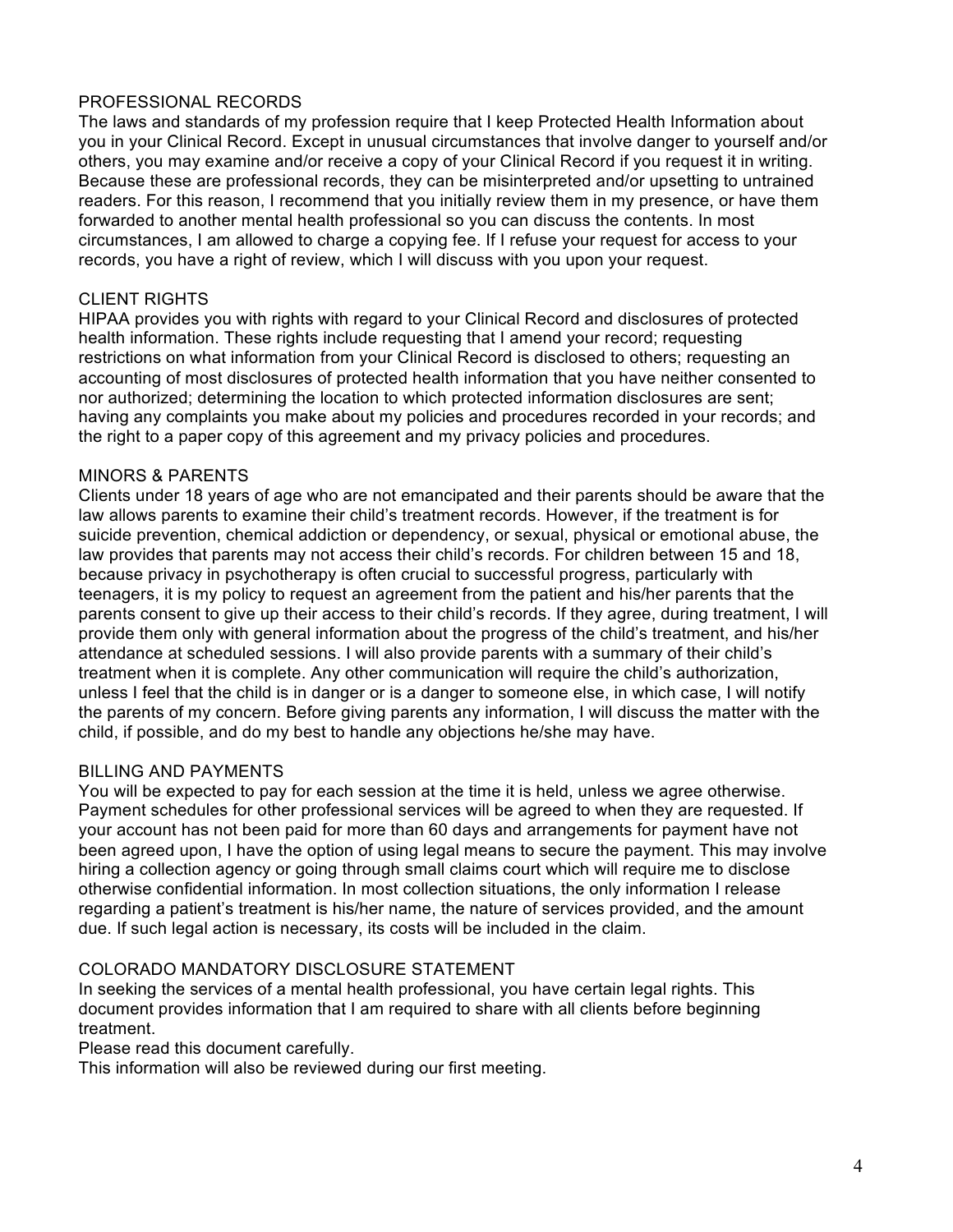## PROFESSIONAL RECORDS

The laws and standards of my profession require that I keep Protected Health Information about you in your Clinical Record. Except in unusual circumstances that involve danger to yourself and/or others, you may examine and/or receive a copy of your Clinical Record if you request it in writing. Because these are professional records, they can be misinterpreted and/or upsetting to untrained readers. For this reason, I recommend that you initially review them in my presence, or have them forwarded to another mental health professional so you can discuss the contents. In most circumstances, I am allowed to charge a copying fee. If I refuse your request for access to your records, you have a right of review, which I will discuss with you upon your request.

## CLIENT RIGHTS

HIPAA provides you with rights with regard to your Clinical Record and disclosures of protected health information. These rights include requesting that I amend your record; requesting restrictions on what information from your Clinical Record is disclosed to others; requesting an accounting of most disclosures of protected health information that you have neither consented to nor authorized; determining the location to which protected information disclosures are sent; having any complaints you make about my policies and procedures recorded in your records; and the right to a paper copy of this agreement and my privacy policies and procedures.

## MINORS & PARENTS

Clients under 18 years of age who are not emancipated and their parents should be aware that the law allows parents to examine their child's treatment records. However, if the treatment is for suicide prevention, chemical addiction or dependency, or sexual, physical or emotional abuse, the law provides that parents may not access their child's records. For children between 15 and 18, because privacy in psychotherapy is often crucial to successful progress, particularly with teenagers, it is my policy to request an agreement from the patient and his/her parents that the parents consent to give up their access to their child's records. If they agree, during treatment, I will provide them only with general information about the progress of the child's treatment, and his/her attendance at scheduled sessions. I will also provide parents with a summary of their child's treatment when it is complete. Any other communication will require the child's authorization, unless I feel that the child is in danger or is a danger to someone else, in which case, I will notify the parents of my concern. Before giving parents any information, I will discuss the matter with the child, if possible, and do my best to handle any objections he/she may have.

## BILLING AND PAYMENTS

You will be expected to pay for each session at the time it is held, unless we agree otherwise. Payment schedules for other professional services will be agreed to when they are requested. If your account has not been paid for more than 60 days and arrangements for payment have not been agreed upon, I have the option of using legal means to secure the payment. This may involve hiring a collection agency or going through small claims court which will require me to disclose otherwise confidential information. In most collection situations, the only information I release regarding a patient's treatment is his/her name, the nature of services provided, and the amount due. If such legal action is necessary, its costs will be included in the claim.

## COLORADO MANDATORY DISCLOSURE STATEMENT

In seeking the services of a mental health professional, you have certain legal rights. This document provides information that I am required to share with all clients before beginning treatment.

Please read this document carefully.

This information will also be reviewed during our first meeting.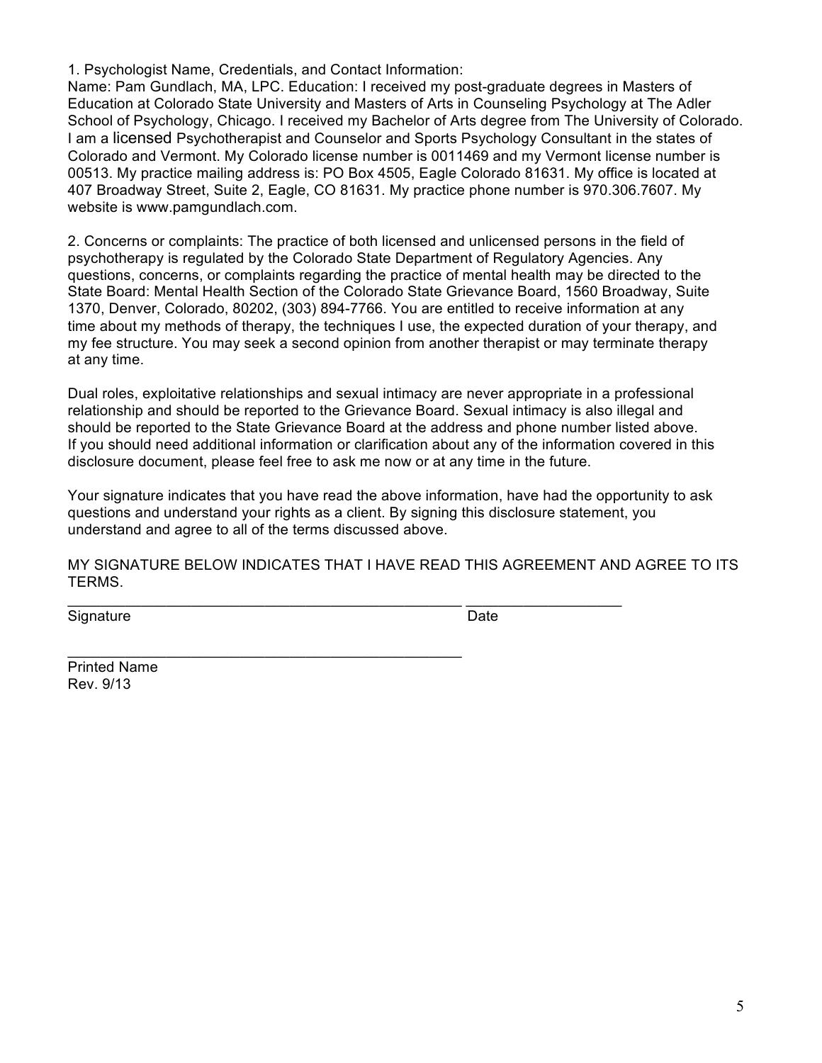1. Psychologist Name, Credentials, and Contact Information:
Name: Pam Gundlach, MA, LPC. Education: I received my post-graduate degrees in Masters of Education at Colorado State University and Masters of Arts in Counseling Psychology at The Adler School of Psychology, Chicago. I received my Bachelor of Arts degree from The University of Colorado. I am a licensed Psychotherapist and Counselor and Sports Psychology Consultant in the states of Colorado and Vermont. My Colorado license number is 0011469 and my Vermont license number is 00513. My practice mailing address is: PO Box 4505, Eagle Colorado 81631. My office is located at 407 Broadway Street, Suite 2, Eagle, CO 81631. My practice phone number is 970.306.7607. My website is www.pamgundlach.com.

2. Concerns or complaints: The practice of both licensed and unlicensed persons in the field of psychotherapy is regulated by the Colorado State Department of Regulatory Agencies. Any questions, concerns, or complaints regarding the practice of mental health may be directed to the State Board: Mental Health Section of the Colorado State Grievance Board, 1560 Broadway, Suite 1370, Denver, Colorado, 80202, (303) 894-7766. You are entitled to receive information at any time about my methods of therapy, the techniques I use, the expected duration of your therapy, and my fee structure. You may seek a second opinion from another therapist or may terminate therapy at any time.

Dual roles, exploitative relationships and sexual intimacy are never appropriate in a professional relationship and should be reported to the Grievance Board. Sexual intimacy is also illegal and should be reported to the State Grievance Board at the address and phone number listed above. If you should need additional information or clarification about any of the information covered in this disclosure document, please feel free to ask me now or at any time in the future.

Your signature indicates that you have read the above information, have had the opportunity to ask questions and understand your rights as a client. By signing this disclosure statement, you understand and agree to all of the terms discussed above.

MY SIGNATURE BELOW INDICATES THAT I HAVE READ THIS AGREEMENT AND AGREE TO ITS TERMS.

\_\_\_\_\_\_\_\_\_\_\_\_\_\_\_\_\_\_\_\_\_\_\_\_\_\_\_\_\_\_\_\_\_\_\_\_\_\_\_\_\_\_\_\_\_\_\_\_ \_\_\_\_\_\_\_\_\_\_\_\_\_\_\_\_\_\_\_\_
Signature Date

\_\_\_\_\_\_\_\_\_\_\_\_\_\_\_\_\_\_\_\_\_\_\_\_\_\_\_\_\_\_\_\_\_\_\_\_\_\_\_\_\_\_\_\_\_\_\_\_
Printed Name
Rev. 9/13